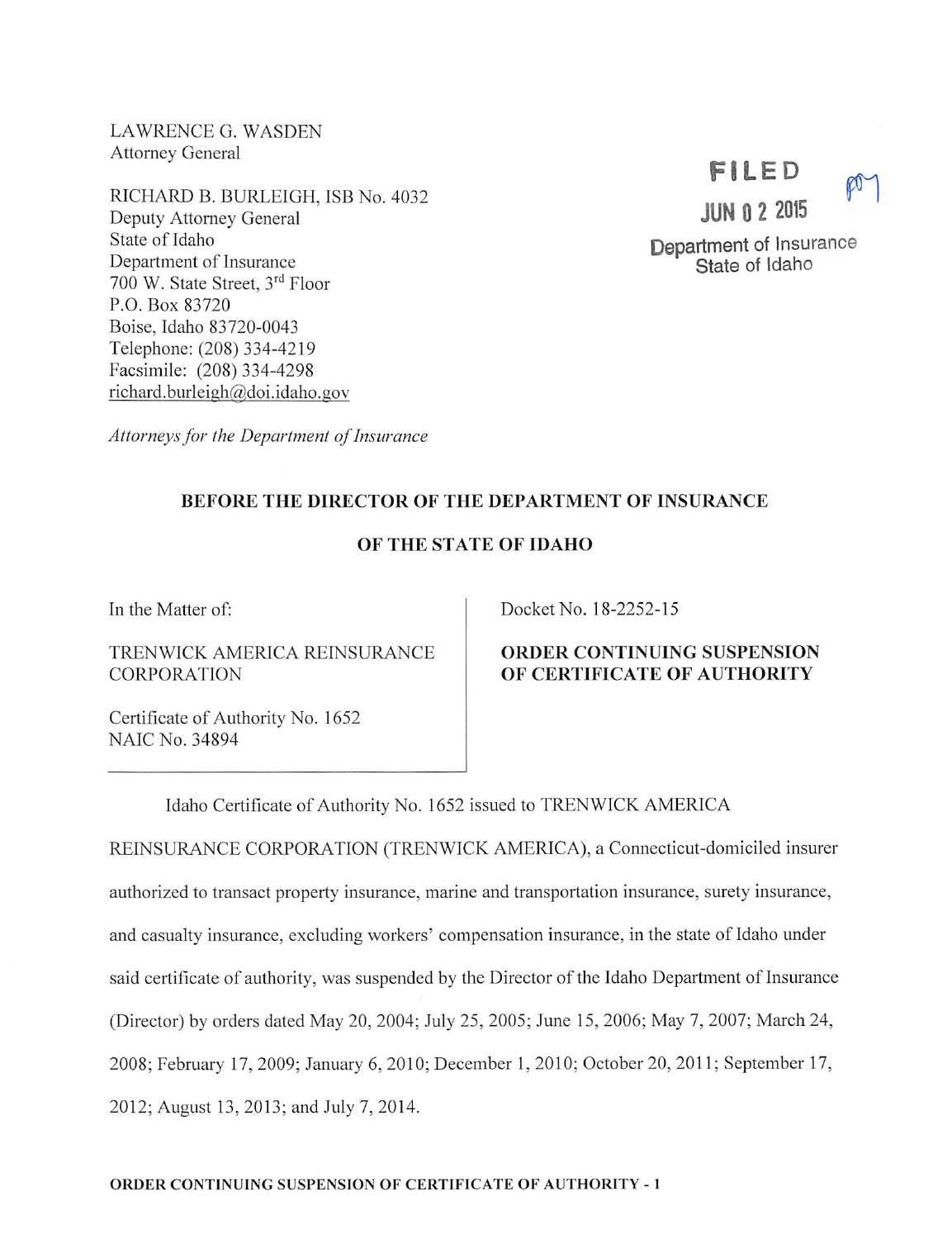LAWRENCE G. WASDEN
Attorney General

RICHARD B. BURLEIGH, ISB No. 4032
Deputy Attorney General
State of Idaho
Department of Insurance
700 W. State Street, 3rd Floor
P.O. Box 83720
Boise, Idaho 83720-0043
Telephone: (208) 334-4219
Facsimile: (208) 334-4298
richard.burleigh@doi.idaho.gov

*Attorneys for the Department of Insurance*

FILED
JUN 02 2015
Department of Insurance
State of Idaho

**BEFORE THE DIRECTOR OF THE DEPARTMENT OF INSURANCE**

**OF THE STATE OF IDAHO**

| In the Matter of: | Docket No. 18-2252-15 |
|---|---|
| TRENWICK AMERICA REINSURANCE CORPORATION | **ORDER CONTINUING SUSPENSION OF CERTIFICATE OF AUTHORITY** |
| Certificate of Authority No. 1652<br>NAIC No. 34894 | |

Idaho Certificate of Authority No. 1652 issued to TRENWICK AMERICA REINSURANCE CORPORATION (TRENWICK AMERICA), a Connecticut-domiciled insurer authorized to transact property insurance, marine and transportation insurance, surety insurance, and casualty insurance, excluding workers' compensation insurance, in the state of Idaho under said certificate of authority, was suspended by the Director of the Idaho Department of Insurance (Director) by orders dated May 20, 2004; July 25, 2005; June 15, 2006; May 7, 2007; March 24, 2008; February 17, 2009; January 6, 2010; December 1, 2010; October 20, 2011; September 17, 2012; August 13, 2013; and July 7, 2014.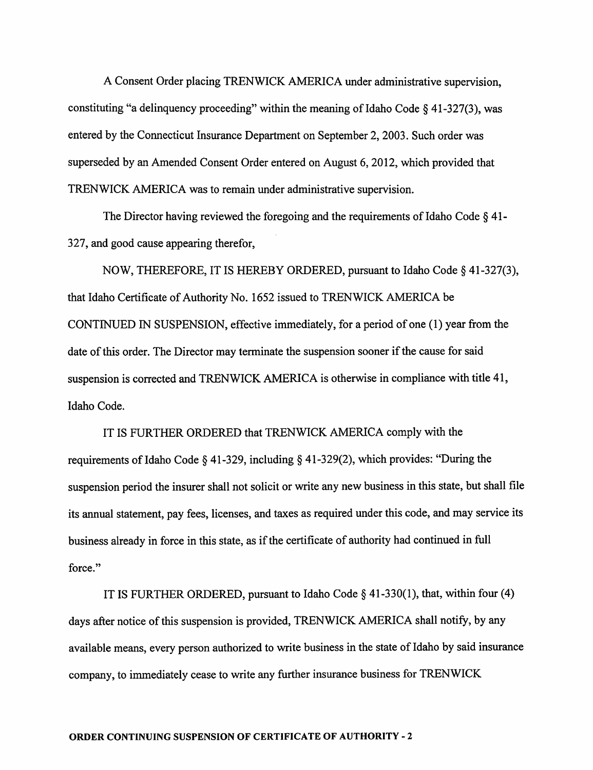A Consent Order placing TRENWICK AMERICA under administrative supervision, constituting "a delinquency proceeding" within the meaning of Idaho Code § 41-327(3), was entered by the Connecticut Insurance Department on September 2, 2003. Such order was superseded by an Amended Consent Order entered on August 6, 2012, which provided that TRENWICK AMERICA was to remain under administrative supervision.

The Director having reviewed the foregoing and the requirements of Idaho Code § 41-327, and good cause appearing therefor,

NOW, THEREFORE, IT IS HEREBY ORDERED, pursuant to Idaho Code § 41-327(3), that Idaho Certificate of Authority No. 1652 issued to TRENWICK AMERICA be CONTINUED IN SUSPENSION, effective immediately, for a period of one (1) year from the date of this order. The Director may terminate the suspension sooner if the cause for said suspension is corrected and TRENWICK AMERICA is otherwise in compliance with title 41, Idaho Code.

IT IS FURTHER ORDERED that TRENWICK AMERICA comply with the requirements of Idaho Code § 41-329, including § 41-329(2), which provides: "During the suspension period the insurer shall not solicit or write any new business in this state, but shall file its annual statement, pay fees, licenses, and taxes as required under this code, and may service its business already in force in this state, as if the certificate of authority had continued in full force."

IT IS FURTHER ORDERED, pursuant to Idaho Code § 41-330(1), that, within four (4) days after notice of this suspension is provided, TRENWICK AMERICA shall notify, by any available means, every person authorized to write business in the state of Idaho by said insurance company, to immediately cease to write any further insurance business for TRENWICK

**ORDER CONTINUING SUSPENSION OF CERTIFICATE OF AUTHORITY - 2**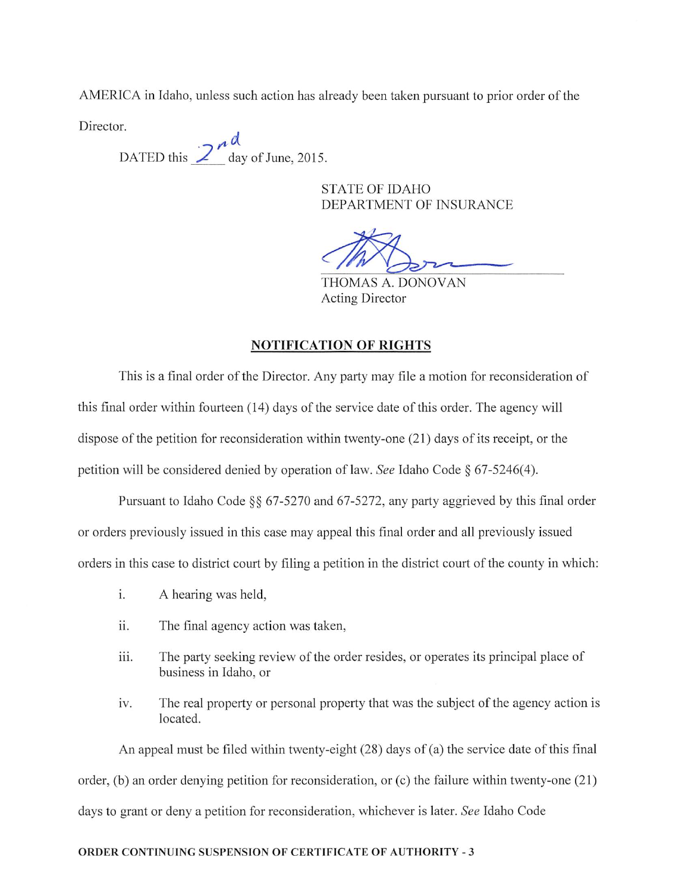AMERICA in Idaho, unless such action has already been taken pursuant to prior order of the Director.

DATED this 2nd day of June, 2015.

STATE OF IDAHO
DEPARTMENT OF INSURANCE

THOMAS A. DONOVAN
Acting Director

## NOTIFICATION OF RIGHTS

This is a final order of the Director. Any party may file a motion for reconsideration of this final order within fourteen (14) days of the service date of this order. The agency will dispose of the petition for reconsideration within twenty-one (21) days of its receipt, or the petition will be considered denied by operation of law. *See* Idaho Code § 67-5246(4).

Pursuant to Idaho Code §§ 67-5270 and 67-5272, any party aggrieved by this final order or orders previously issued in this case may appeal this final order and all previously issued orders in this case to district court by filing a petition in the district court of the county in which:

i. A hearing was held,

ii. The final agency action was taken,

iii. The party seeking review of the order resides, or operates its principal place of business in Idaho, or

iv. The real property or personal property that was the subject of the agency action is located.

An appeal must be filed within twenty-eight (28) days of (a) the service date of this final order, (b) an order denying petition for reconsideration, or (c) the failure within twenty-one (21) days to grant or deny a petition for reconsideration, whichever is later. *See* Idaho Code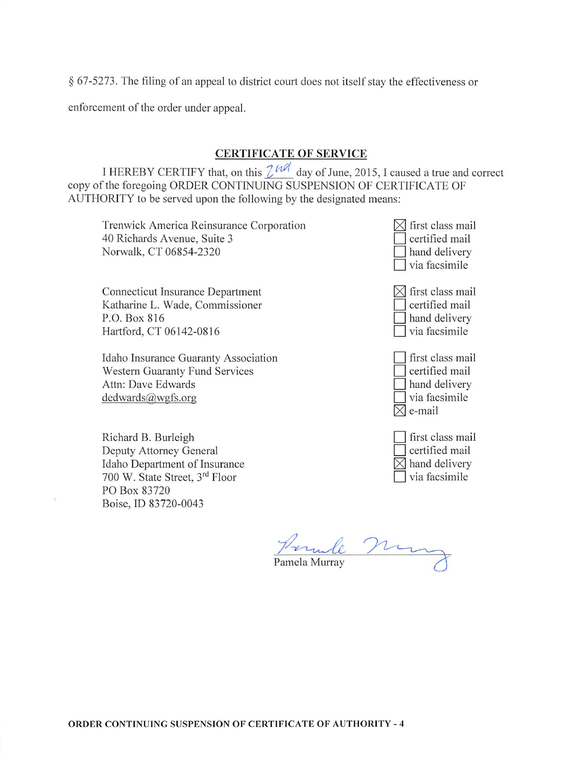§ 67-5273. The filing of an appeal to district court does not itself stay the effectiveness or enforcement of the order under appeal.

## CERTIFICATE OF SERVICE

I HEREBY CERTIFY that, on this 2nd day of June, 2015, I caused a true and correct copy of the foregoing ORDER CONTINUING SUSPENSION OF CERTIFICATE OF AUTHORITY to be served upon the following by the designated means:

Trenwick America Reinsurance Corporation
40 Richards Avenue, Suite 3
Norwalk, CT 06854-2320

- [x] first class mail
- [ ] certified mail
- [ ] hand delivery
- [ ] via facsimile

Connecticut Insurance Department
Katharine L. Wade, Commissioner
P.O. Box 816
Hartford, CT 06142-0816

- [x] first class mail
- [ ] certified mail
- [ ] hand delivery
- [ ] via facsimile

Idaho Insurance Guaranty Association
Western Guaranty Fund Services
Attn: Dave Edwards
dedwards@wgfs.org

- [ ] first class mail
- [ ] certified mail
- [ ] hand delivery
- [ ] via facsimile
- [x] e-mail

Richard B. Burleigh
Deputy Attorney General
Idaho Department of Insurance
700 W. State Street, 3rd Floor
PO Box 83720
Boise, ID 83720-0043

- [ ] first class mail
- [ ] certified mail
- [x] hand delivery
- [ ] via facsimile

Pamela Murray